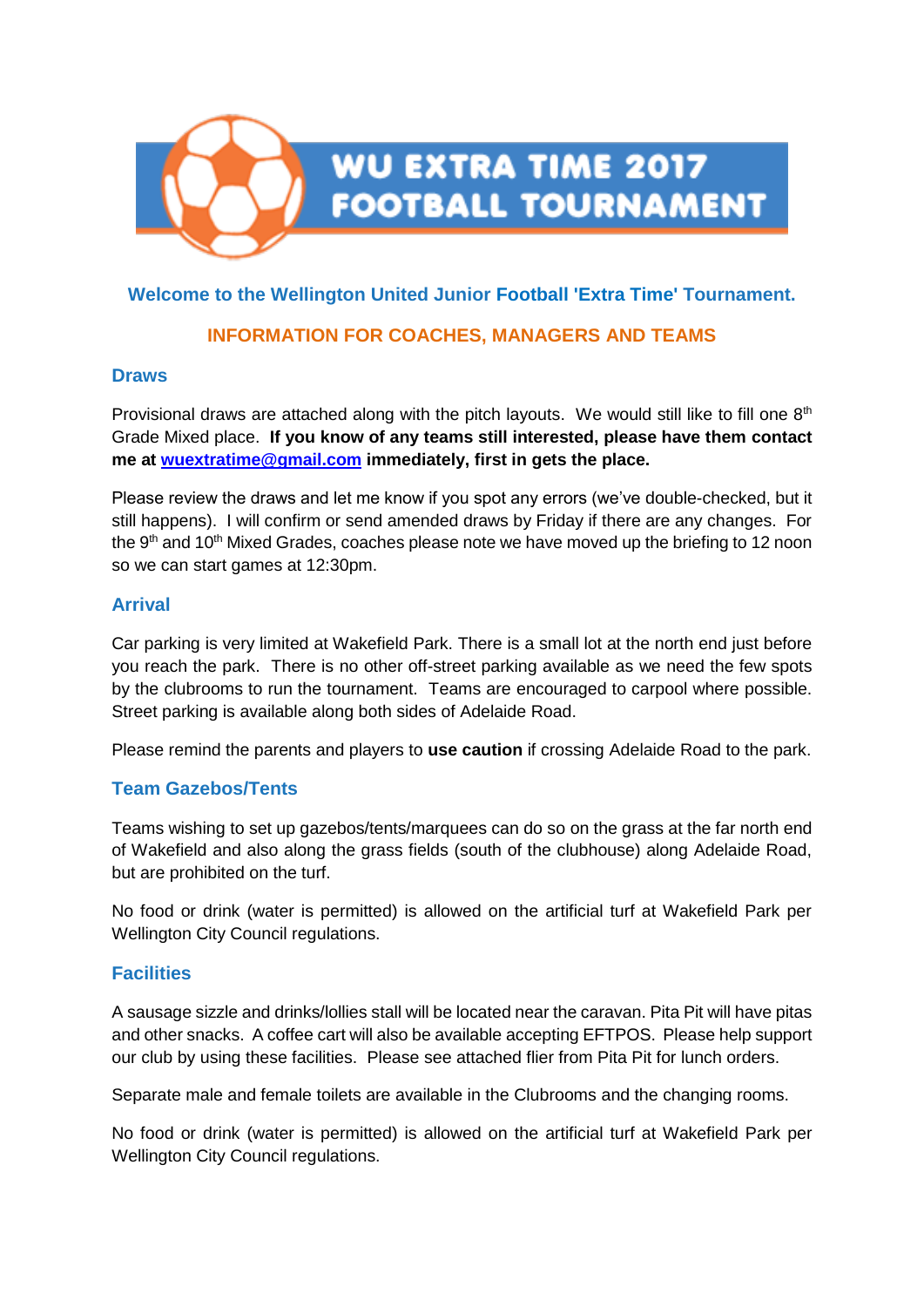# WU EXTRA TIME 2017 FOOTBALL TOURNAMENT

**Welcome to the Wellington United Junior Football 'Extra Time' Tournament.**

## INFORMATION FOR COACHES, MANAGERS AND TEAMS

### Draws

Provisional draws are attached along with the pitch layouts. We would still like to fill one 8th Grade Mixed place. **If you know of any teams still interested, please have them contact me at [wuextratime@gmail.com](mailto:wuextratime@gmail.com) immediately, first in gets the place.**

Please review the draws and let me know if you spot any errors (we've double-checked, but it still happens). I will confirm or send amended draws by Friday if there are any changes. For the 9th and 10th Mixed Grades, coaches please note we have moved up the briefing to 12 noon so we can start games at 12:30pm.

### Arrival

Car parking is very limited at Wakefield Park. There is a small lot at the north end just before you reach the park. There is no other off-street parking available as we need the few spots by the clubrooms to run the tournament. Teams are encouraged to carpool where possible. Street parking is available along both sides of Adelaide Road.

Please remind the parents and players to **use caution** if crossing Adelaide Road to the park.

### Team Gazebos/Tents

Teams wishing to set up gazebos/tents/marquees can do so on the grass at the far north end of Wakefield and also along the grass fields (south of the clubhouse) along Adelaide Road, but are prohibited on the turf.

No food or drink (water is permitted) is allowed on the artificial turf at Wakefield Park per Wellington City Council regulations.

### Facilities

A sausage sizzle and drinks/lollies stall will be located near the caravan. Pita Pit will have pitas and other snacks. A coffee cart will also be available accepting EFTPOS. Please help support our club by using these facilities. Please see attached flier from Pita Pit for lunch orders.

Separate male and female toilets are available in the Clubrooms and the changing rooms.

No food or drink (water is permitted) is allowed on the artificial turf at Wakefield Park per Wellington City Council regulations.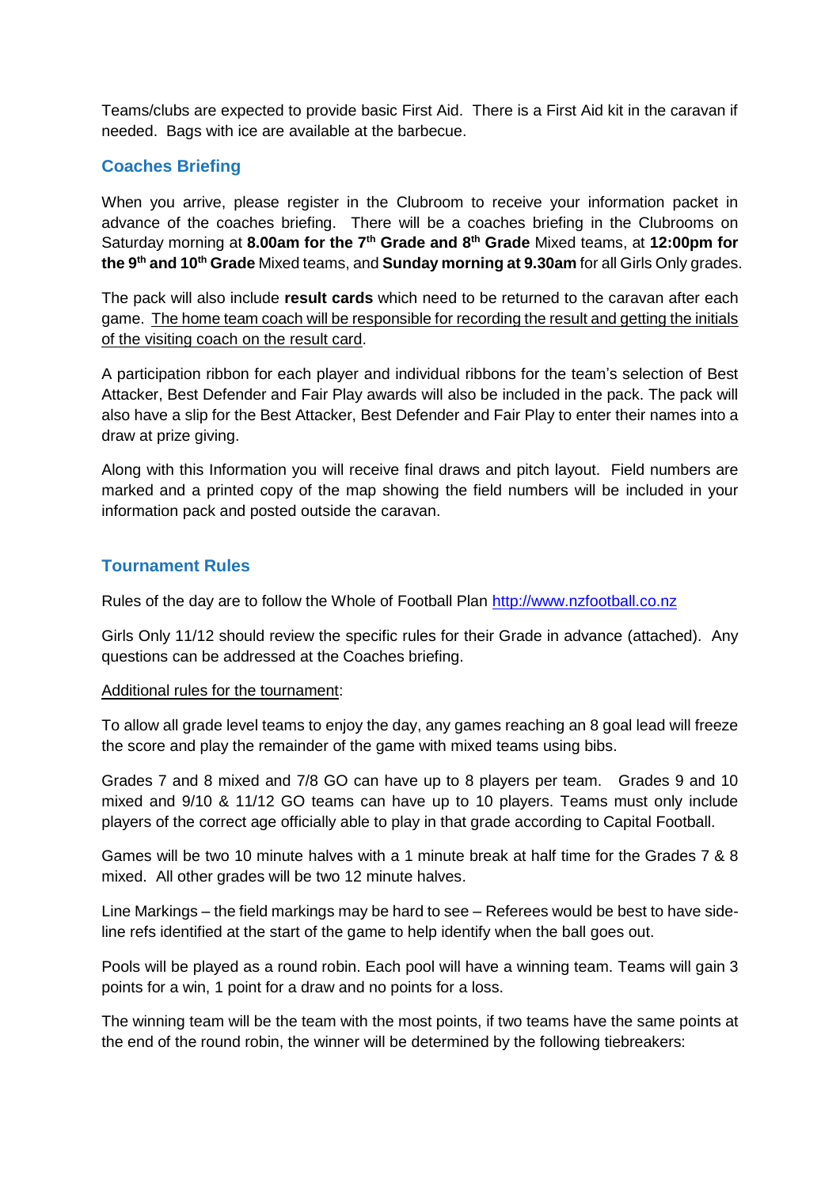Teams/clubs are expected to provide basic First Aid. There is a First Aid kit in the caravan if needed. Bags with ice are available at the barbecue.

## Coaches Briefing

When you arrive, please register in the Clubroom to receive your information packet in advance of the coaches briefing. There will be a coaches briefing in the Clubrooms on Saturday morning at **8.00am for the 7th Grade and 8th Grade** Mixed teams, at **12:00pm for the 9th and 10th Grade** Mixed teams, and **Sunday morning at 9.30am** for all Girls Only grades.

The pack will also include **result cards** which need to be returned to the caravan after each game. <u>The home team coach will be responsible for recording the result and getting the initials of the visiting coach on the result card</u>.

A participation ribbon for each player and individual ribbons for the team's selection of Best Attacker, Best Defender and Fair Play awards will also be included in the pack. The pack will also have a slip for the Best Attacker, Best Defender and Fair Play to enter their names into a draw at prize giving.

Along with this Information you will receive final draws and pitch layout. Field numbers are marked and a printed copy of the map showing the field numbers will be included in your information pack and posted outside the caravan.

## Tournament Rules

Rules of the day are to follow the Whole of Football Plan http://www.nzfootball.co.nz

Girls Only 11/12 should review the specific rules for their Grade in advance (attached). Any questions can be addressed at the Coaches briefing.

<u>Additional rules for the tournament</u>:

To allow all grade level teams to enjoy the day, any games reaching an 8 goal lead will freeze the score and play the remainder of the game with mixed teams using bibs.

Grades 7 and 8 mixed and 7/8 GO can have up to 8 players per team. Grades 9 and 10 mixed and 9/10 & 11/12 GO teams can have up to 10 players. Teams must only include players of the correct age officially able to play in that grade according to Capital Football.

Games will be two 10 minute halves with a 1 minute break at half time for the Grades 7 & 8 mixed. All other grades will be two 12 minute halves.

Line Markings – the field markings may be hard to see – Referees would be best to have side-line refs identified at the start of the game to help identify when the ball goes out.

Pools will be played as a round robin. Each pool will have a winning team. Teams will gain 3 points for a win, 1 point for a draw and no points for a loss.

The winning team will be the team with the most points, if two teams have the same points at the end of the round robin, the winner will be determined by the following tiebreakers: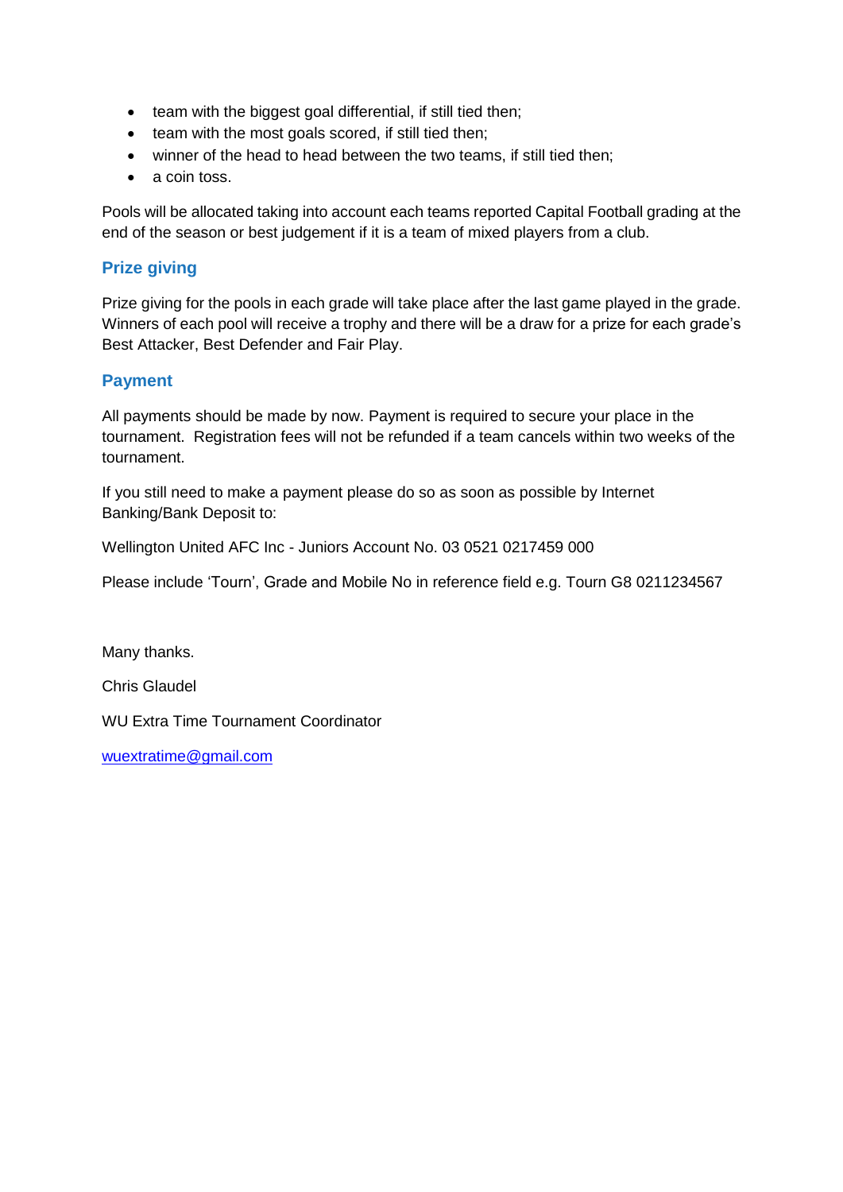- team with the biggest goal differential, if still tied then;
- team with the most goals scored, if still tied then;
- winner of the head to head between the two teams, if still tied then;
- a coin toss.

Pools will be allocated taking into account each teams reported Capital Football grading at the end of the season or best judgement if it is a team of mixed players from a club.

## Prize giving

Prize giving for the pools in each grade will take place after the last game played in the grade. Winners of each pool will receive a trophy and there will be a draw for a prize for each grade's Best Attacker, Best Defender and Fair Play.

## Payment

All payments should be made by now. Payment is required to secure your place in the tournament. Registration fees will not be refunded if a team cancels within two weeks of the tournament.

If you still need to make a payment please do so as soon as possible by Internet Banking/Bank Deposit to:

Wellington United AFC Inc - Juniors Account No. 03 0521 0217459 000

Please include 'Tourn', Grade and Mobile No in reference field e.g. Tourn G8 0211234567

Many thanks.

Chris Glaudel

WU Extra Time Tournament Coordinator

wuextratime@gmail.com